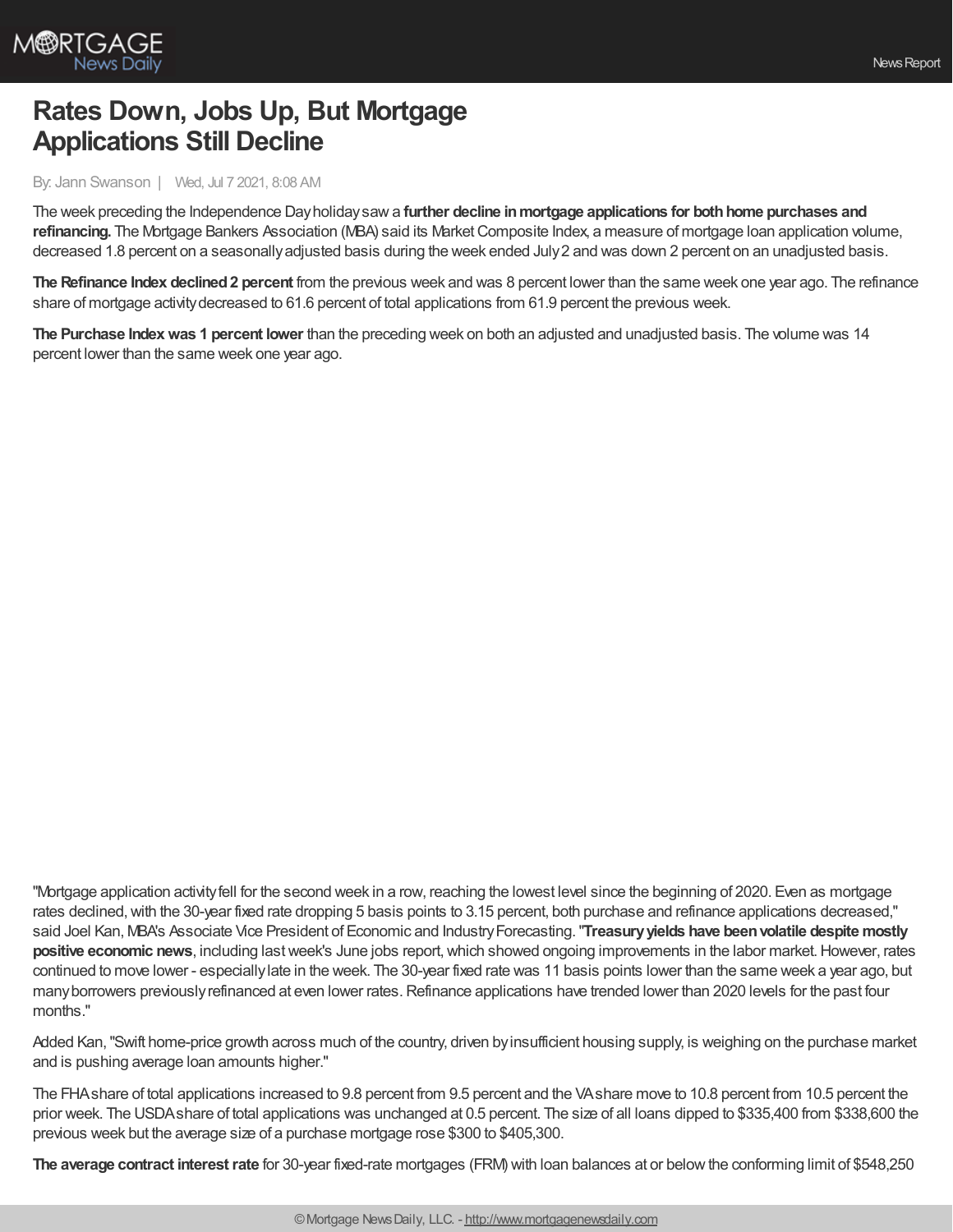# Rates Down, Jobs Up, But Mortgage Applications Still Decline

By: Jann Swanson | Wed, Jul 7 2021, 8:08 AM

The week preceding the Independence Day holiday saw a **further decline in mortgage applications for both home purchases and refinancing.** The Mortgage Bankers Association (MBA) said its Market Composite Index, a measure of mortgage loan application volume, decreased 1.8 percent on a seasonally adjusted basis during the week ended July 2 and was down 2 percent on an unadjusted basis.

**The Refinance Index declined 2 percent** from the previous week and was 8 percent lower than the same week one year ago. The refinance share of mortgage activity decreased to 61.6 percent of total applications from 61.9 percent the previous week.

**The Purchase Index was 1 percent lower** than the preceding week on both an adjusted and unadjusted basis. The volume was 14 percent lower than the same week one year ago.

"Mortgage application activity fell for the second week in a row, reaching the lowest level since the beginning of 2020. Even as mortgage rates declined, with the 30-year fixed rate dropping 5 basis points to 3.15 percent, both purchase and refinance applications decreased," said Joel Kan, MBA's Associate Vice President of Economic and Industry Forecasting. "**Treasury yields have been volatile despite mostly positive economic news**, including last week's June jobs report, which showed ongoing improvements in the labor market. However, rates continued to move lower - especially late in the week. The 30-year fixed rate was 11 basis points lower than the same week a year ago, but many borrowers previously refinanced at even lower rates. Refinance applications have trended lower than 2020 levels for the past four months."

Added Kan, "Swift home-price growth across much of the country, driven by insufficient housing supply, is weighing on the purchase market and is pushing average loan amounts higher."

The FHA share of total applications increased to 9.8 percent from 9.5 percent and the VA share move to 10.8 percent from 10.5 percent the prior week. The USDA share of total applications was unchanged at 0.5 percent. The size of all loans dipped to $335,400 from $338,600 the previous week but the average size of a purchase mortgage rose $300 to $405,300.

**The average contract interest rate** for 30-year fixed-rate mortgages (FRM) with loan balances at or below the conforming limit of $548,250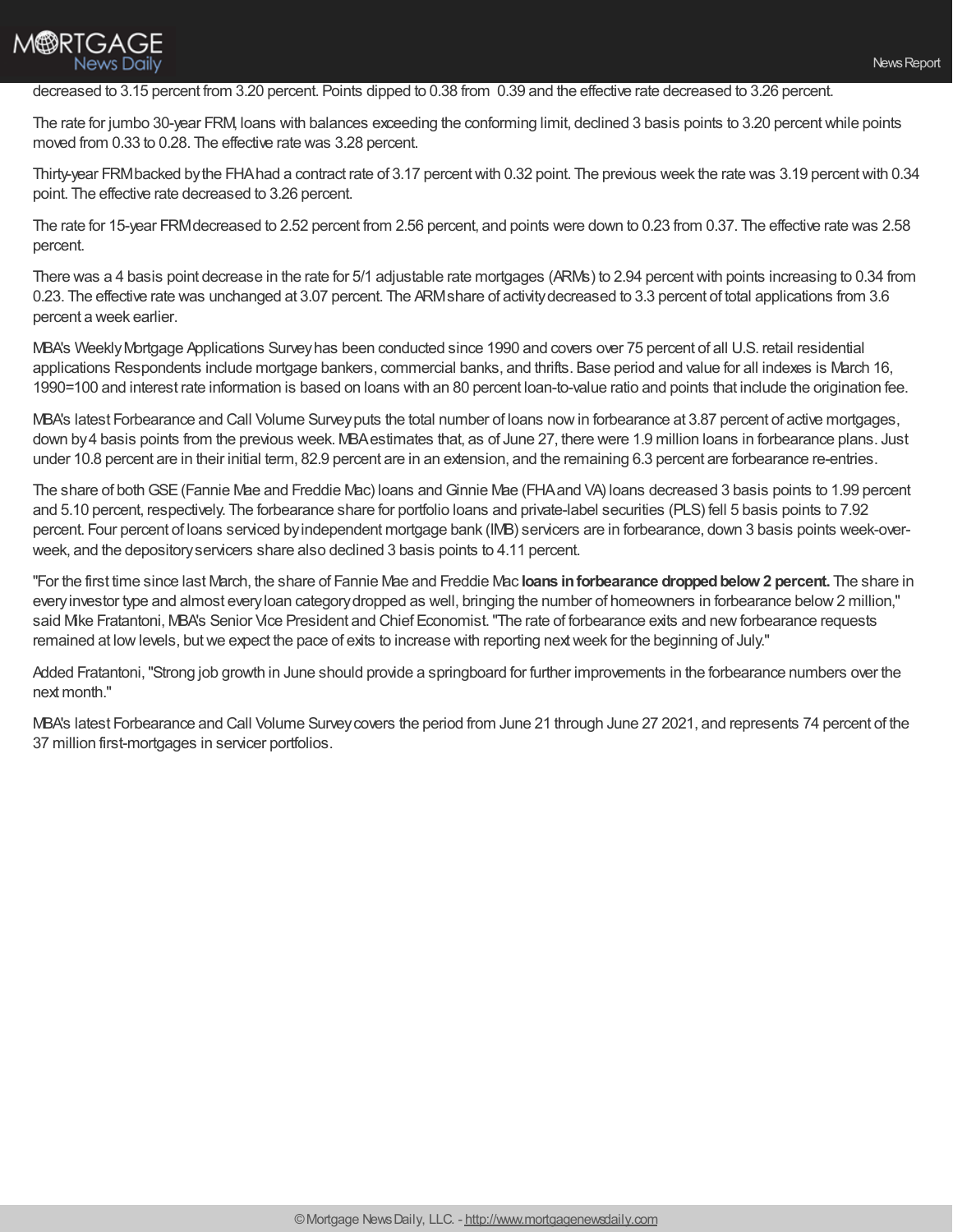decreased to 3.15 percent from 3.20 percent. Points dipped to 0.38 from 0.39 and the effective rate decreased to 3.26 percent.

The rate for jumbo 30-year FRM, loans with balances exceeding the conforming limit, declined 3 basis points to 3.20 percent while points moved from 0.33 to 0.28. The effective rate was 3.28 percent.

Thirty-year FRM backed by the FHA had a contract rate of 3.17 percent with 0.32 point. The previous week the rate was 3.19 percent with 0.34 point. The effective rate decreased to 3.26 percent.

The rate for 15-year FRM decreased to 2.52 percent from 2.56 percent, and points were down to 0.23 from 0.37. The effective rate was 2.58 percent.

There was a 4 basis point decrease in the rate for 5/1 adjustable rate mortgages (ARMs) to 2.94 percent with points increasing to 0.34 from 0.23. The effective rate was unchanged at 3.07 percent. The ARM share of activity decreased to 3.3 percent of total applications from 3.6 percent a week earlier.

MBA's Weekly Mortgage Applications Survey has been conducted since 1990 and covers over 75 percent of all U.S. retail residential applications Respondents include mortgage bankers, commercial banks, and thrifts. Base period and value for all indexes is March 16, 1990=100 and interest rate information is based on loans with an 80 percent loan-to-value ratio and points that include the origination fee.

MBA's latest Forbearance and Call Volume Survey puts the total number of loans now in forbearance at 3.87 percent of active mortgages, down by 4 basis points from the previous week. MBA estimates that, as of June 27, there were 1.9 million loans in forbearance plans. Just under 10.8 percent are in their initial term, 82.9 percent are in an extension, and the remaining 6.3 percent are forbearance re-entries.

The share of both GSE (Fannie Mae and Freddie Mac) loans and Ginnie Mae (FHA and VA) loans decreased 3 basis points to 1.99 percent and 5.10 percent, respectively. The forbearance share for portfolio loans and private-label securities (PLS) fell 5 basis points to 7.92 percent. Four percent of loans serviced by independent mortgage bank (IMB) servicers are in forbearance, down 3 basis points week-over-week, and the depository servicers share also declined 3 basis points to 4.11 percent.

"For the first time since last March, the share of Fannie Mae and Freddie Mac **loans in forbearance dropped below 2 percent.** The share in every investor type and almost every loan category dropped as well, bringing the number of homeowners in forbearance below 2 million," said Mike Fratantoni, MBA's Senior Vice President and Chief Economist. "The rate of forbearance exits and new forbearance requests remained at low levels, but we expect the pace of exits to increase with reporting next week for the beginning of July."

Added Fratantoni, "Strong job growth in June should provide a springboard for further improvements in the forbearance numbers over the next month."

MBA's latest Forbearance and Call Volume Survey covers the period from June 21 through June 27 2021, and represents 74 percent of the 37 million first-mortgages in servicer portfolios.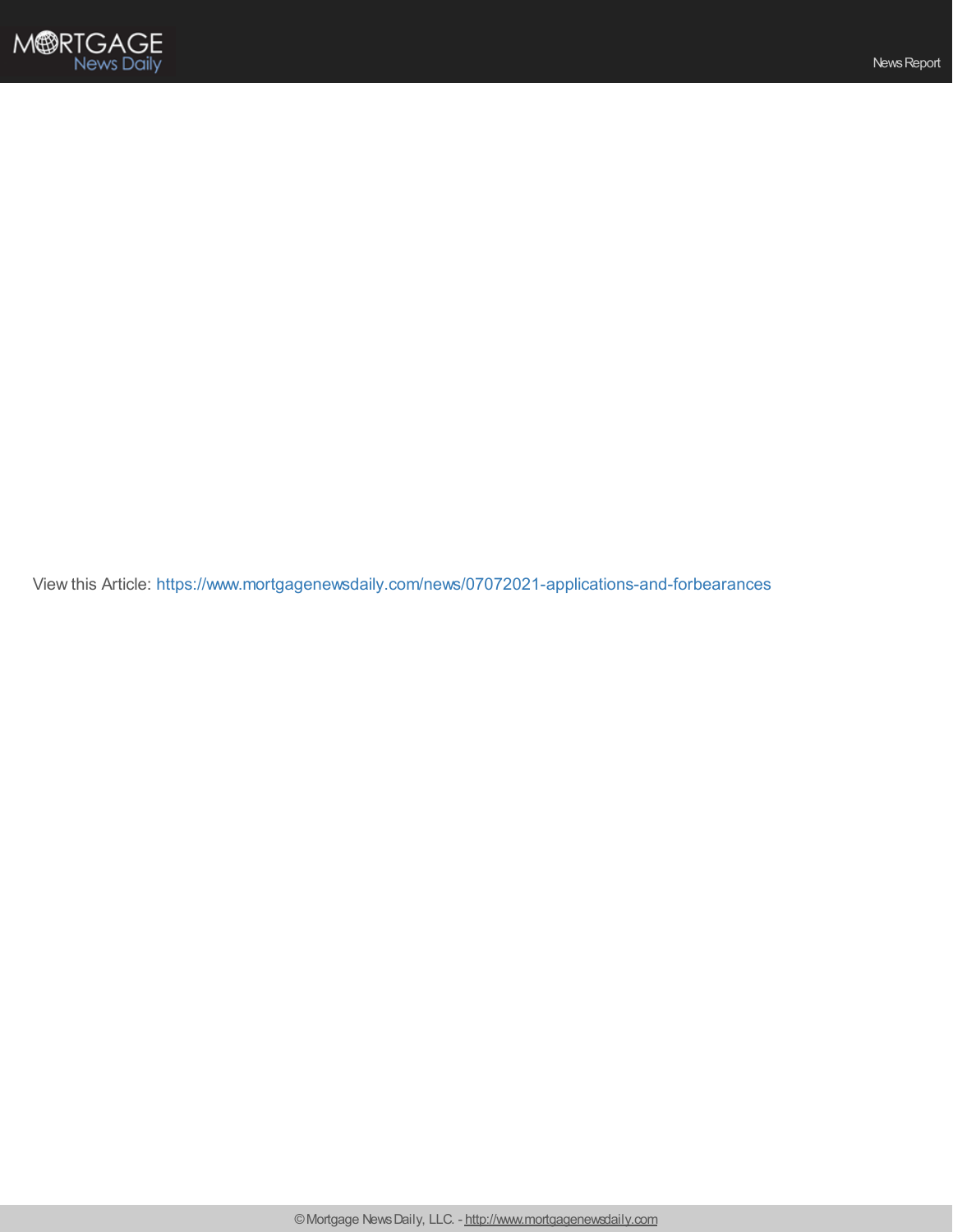View this Article: https://www.mortgagenewsdaily.com/news/07072021-applications-and-forbearances